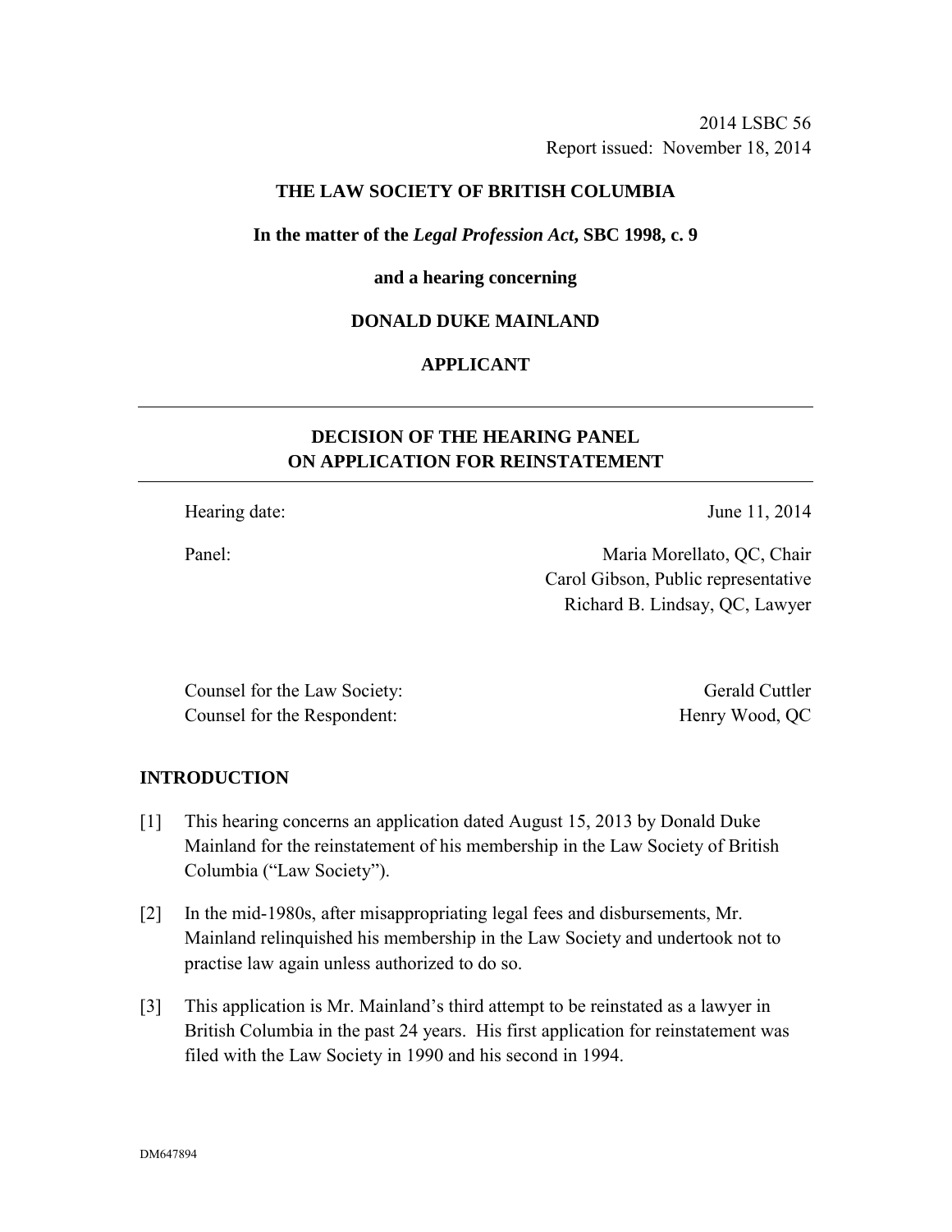2014 LSBC 56
Report issued: November 18, 2014

**THE LAW SOCIETY OF BRITISH COLUMBIA**

**In the matter of the *Legal Profession Act*, SBC 1998, c. 9**

**and a hearing concerning**

**DONALD DUKE MAINLAND**

**APPLICANT**

---

**DECISION OF THE HEARING PANEL**
**ON APPLICATION FOR REINSTATEMENT**

---

Hearing date: June 11, 2014

Panel: Maria Morellato, QC, Chair
Carol Gibson, Public representative
Richard B. Lindsay, QC, Lawyer

Counsel for the Law Society: Gerald Cuttler
Counsel for the Respondent: Henry Wood, QC

## INTRODUCTION

[1] This hearing concerns an application dated August 15, 2013 by Donald Duke Mainland for the reinstatement of his membership in the Law Society of British Columbia ("Law Society").

[2] In the mid-1980s, after misappropriating legal fees and disbursements, Mr. Mainland relinquished his membership in the Law Society and undertook not to practise law again unless authorized to do so.

[3] This application is Mr. Mainland's third attempt to be reinstated as a lawyer in British Columbia in the past 24 years. His first application for reinstatement was filed with the Law Society in 1990 and his second in 1994.

DM647894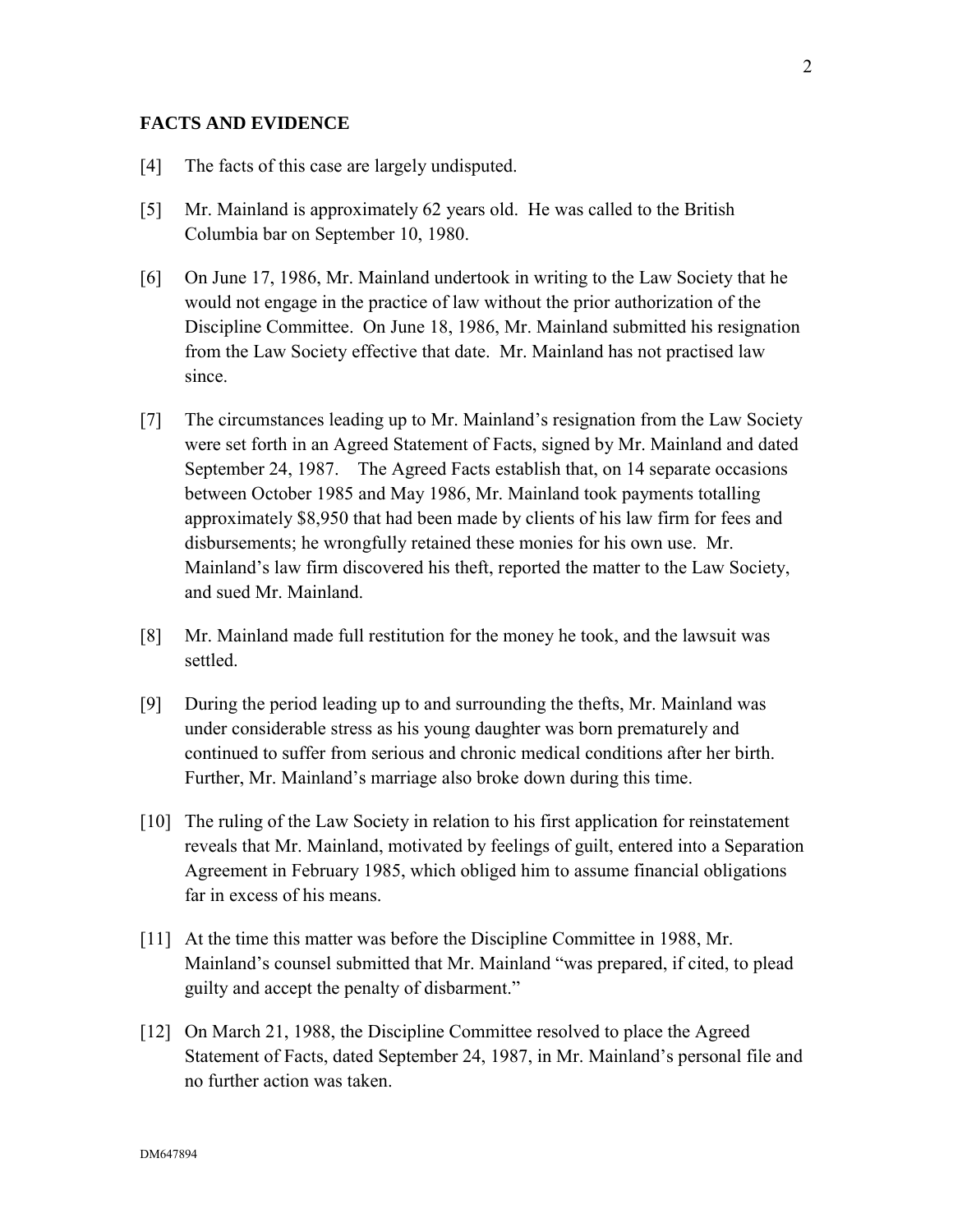## FACTS AND EVIDENCE

[4] The facts of this case are largely undisputed.

[5] Mr. Mainland is approximately 62 years old. He was called to the British Columbia bar on September 10, 1980.

[6] On June 17, 1986, Mr. Mainland undertook in writing to the Law Society that he would not engage in the practice of law without the prior authorization of the Discipline Committee. On June 18, 1986, Mr. Mainland submitted his resignation from the Law Society effective that date. Mr. Mainland has not practised law since.

[7] The circumstances leading up to Mr. Mainland's resignation from the Law Society were set forth in an Agreed Statement of Facts, signed by Mr. Mainland and dated September 24, 1987. The Agreed Facts establish that, on 14 separate occasions between October 1985 and May 1986, Mr. Mainland took payments totalling approximately $8,950 that had been made by clients of his law firm for fees and disbursements; he wrongfully retained these monies for his own use. Mr. Mainland's law firm discovered his theft, reported the matter to the Law Society, and sued Mr. Mainland.

[8] Mr. Mainland made full restitution for the money he took, and the lawsuit was settled.

[9] During the period leading up to and surrounding the thefts, Mr. Mainland was under considerable stress as his young daughter was born prematurely and continued to suffer from serious and chronic medical conditions after her birth. Further, Mr. Mainland's marriage also broke down during this time.

[10] The ruling of the Law Society in relation to his first application for reinstatement reveals that Mr. Mainland, motivated by feelings of guilt, entered into a Separation Agreement in February 1985, which obliged him to assume financial obligations far in excess of his means.

[11] At the time this matter was before the Discipline Committee in 1988, Mr. Mainland's counsel submitted that Mr. Mainland "was prepared, if cited, to plead guilty and accept the penalty of disbarment."

[12] On March 21, 1988, the Discipline Committee resolved to place the Agreed Statement of Facts, dated September 24, 1987, in Mr. Mainland's personal file and no further action was taken.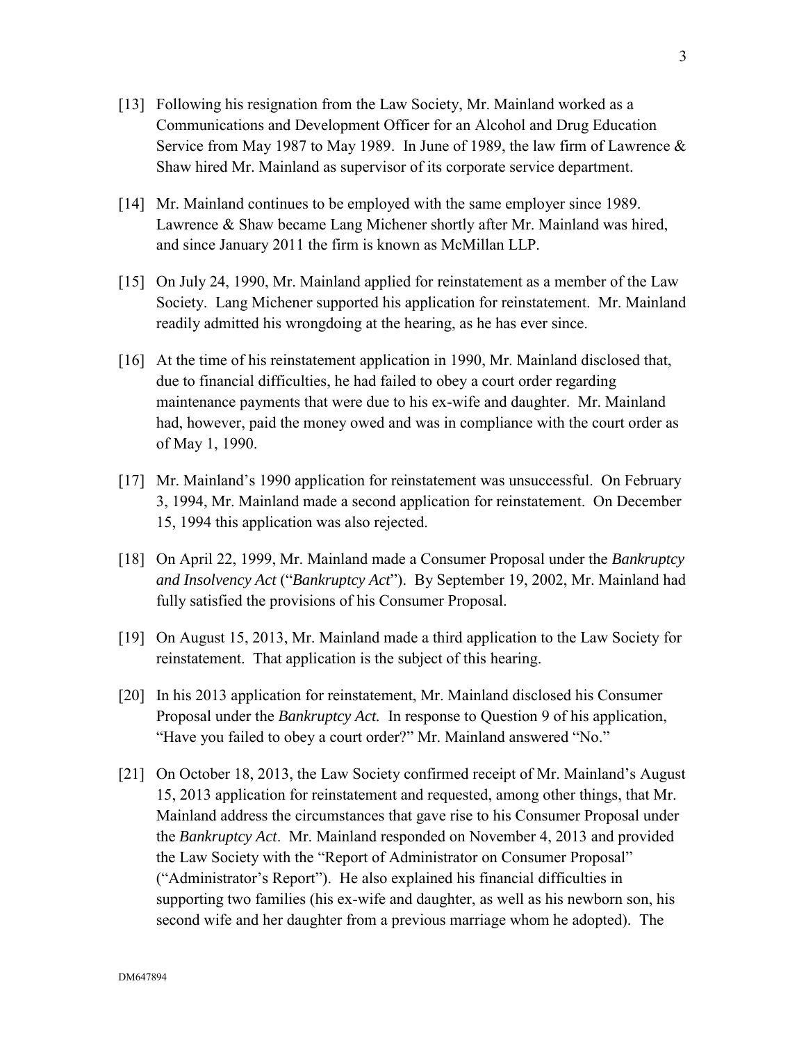[13] Following his resignation from the Law Society, Mr. Mainland worked as a Communications and Development Officer for an Alcohol and Drug Education Service from May 1987 to May 1989. In June of 1989, the law firm of Lawrence & Shaw hired Mr. Mainland as supervisor of its corporate service department.

[14] Mr. Mainland continues to be employed with the same employer since 1989. Lawrence & Shaw became Lang Michener shortly after Mr. Mainland was hired, and since January 2011 the firm is known as McMillan LLP.

[15] On July 24, 1990, Mr. Mainland applied for reinstatement as a member of the Law Society. Lang Michener supported his application for reinstatement. Mr. Mainland readily admitted his wrongdoing at the hearing, as he has ever since.

[16] At the time of his reinstatement application in 1990, Mr. Mainland disclosed that, due to financial difficulties, he had failed to obey a court order regarding maintenance payments that were due to his ex-wife and daughter. Mr. Mainland had, however, paid the money owed and was in compliance with the court order as of May 1, 1990.

[17] Mr. Mainland's 1990 application for reinstatement was unsuccessful. On February 3, 1994, Mr. Mainland made a second application for reinstatement. On December 15, 1994 this application was also rejected.

[18] On April 22, 1999, Mr. Mainland made a Consumer Proposal under the *Bankruptcy and Insolvency Act* ("*Bankruptcy Act*"). By September 19, 2002, Mr. Mainland had fully satisfied the provisions of his Consumer Proposal.

[19] On August 15, 2013, Mr. Mainland made a third application to the Law Society for reinstatement. That application is the subject of this hearing.

[20] In his 2013 application for reinstatement, Mr. Mainland disclosed his Consumer Proposal under the *Bankruptcy Act.* In response to Question 9 of his application, "Have you failed to obey a court order?" Mr. Mainland answered "No."

[21] On October 18, 2013, the Law Society confirmed receipt of Mr. Mainland's August 15, 2013 application for reinstatement and requested, among other things, that Mr. Mainland address the circumstances that gave rise to his Consumer Proposal under the *Bankruptcy Act*. Mr. Mainland responded on November 4, 2013 and provided the Law Society with the "Report of Administrator on Consumer Proposal" ("Administrator's Report"). He also explained his financial difficulties in supporting two families (his ex-wife and daughter, as well as his newborn son, his second wife and her daughter from a previous marriage whom he adopted). The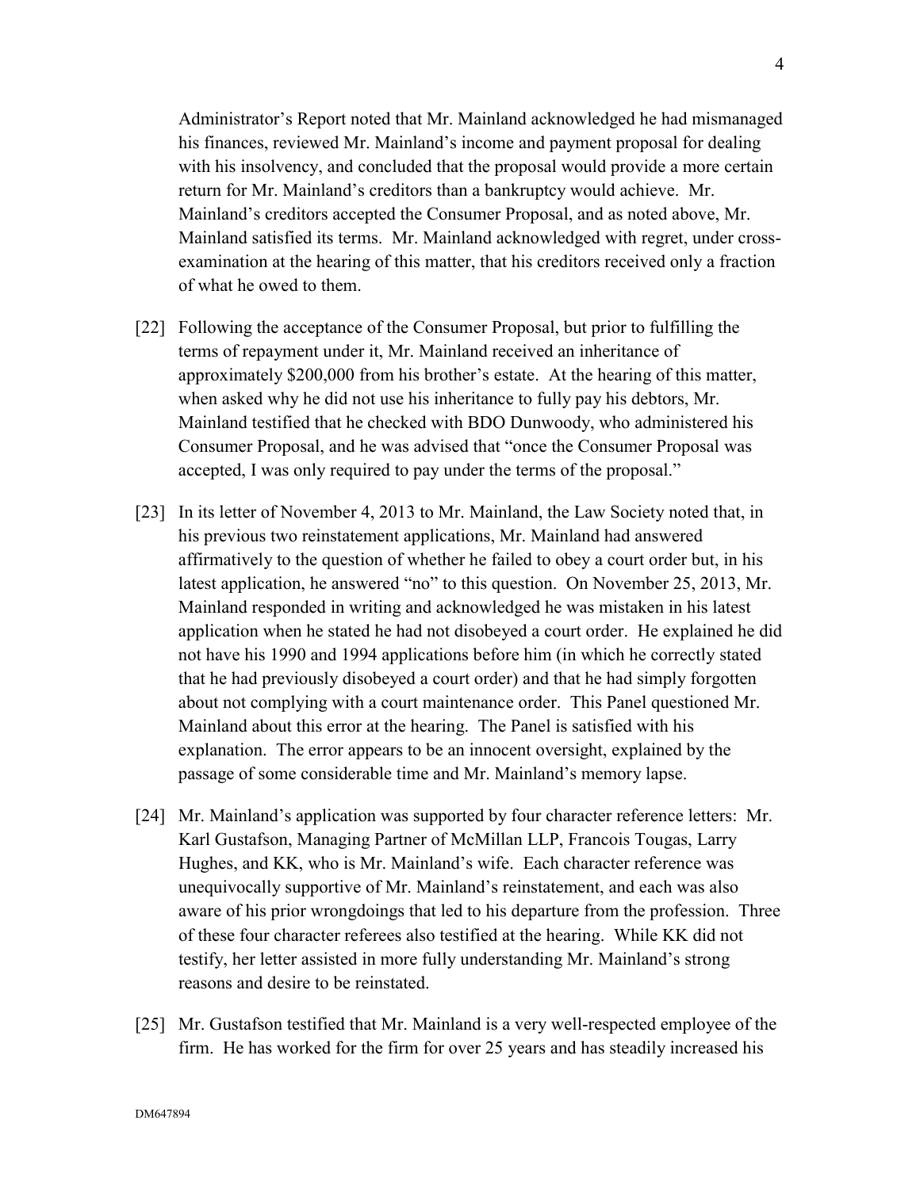Administrator's Report noted that Mr. Mainland acknowledged he had mismanaged his finances, reviewed Mr. Mainland's income and payment proposal for dealing with his insolvency, and concluded that the proposal would provide a more certain return for Mr. Mainland's creditors than a bankruptcy would achieve. Mr. Mainland's creditors accepted the Consumer Proposal, and as noted above, Mr. Mainland satisfied its terms. Mr. Mainland acknowledged with regret, under cross-examination at the hearing of this matter, that his creditors received only a fraction of what he owed to them.

[22] Following the acceptance of the Consumer Proposal, but prior to fulfilling the terms of repayment under it, Mr. Mainland received an inheritance of approximately $200,000 from his brother's estate. At the hearing of this matter, when asked why he did not use his inheritance to fully pay his debtors, Mr. Mainland testified that he checked with BDO Dunwoody, who administered his Consumer Proposal, and he was advised that "once the Consumer Proposal was accepted, I was only required to pay under the terms of the proposal."

[23] In its letter of November 4, 2013 to Mr. Mainland, the Law Society noted that, in his previous two reinstatement applications, Mr. Mainland had answered affirmatively to the question of whether he failed to obey a court order but, in his latest application, he answered "no" to this question. On November 25, 2013, Mr. Mainland responded in writing and acknowledged he was mistaken in his latest application when he stated he had not disobeyed a court order. He explained he did not have his 1990 and 1994 applications before him (in which he correctly stated that he had previously disobeyed a court order) and that he had simply forgotten about not complying with a court maintenance order. This Panel questioned Mr. Mainland about this error at the hearing. The Panel is satisfied with his explanation. The error appears to be an innocent oversight, explained by the passage of some considerable time and Mr. Mainland's memory lapse.

[24] Mr. Mainland's application was supported by four character reference letters: Mr. Karl Gustafson, Managing Partner of McMillan LLP, Francois Tougas, Larry Hughes, and KK, who is Mr. Mainland's wife. Each character reference was unequivocally supportive of Mr. Mainland's reinstatement, and each was also aware of his prior wrongdoings that led to his departure from the profession. Three of these four character referees also testified at the hearing. While KK did not testify, her letter assisted in more fully understanding Mr. Mainland's strong reasons and desire to be reinstated.

[25] Mr. Gustafson testified that Mr. Mainland is a very well-respected employee of the firm. He has worked for the firm for over 25 years and has steadily increased his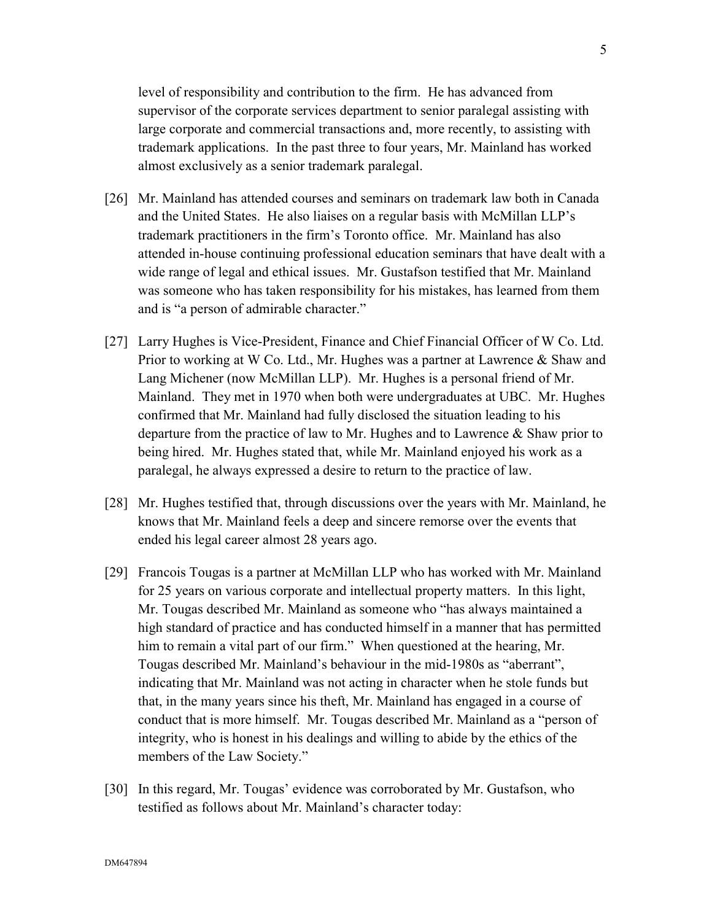level of responsibility and contribution to the firm. He has advanced from supervisor of the corporate services department to senior paralegal assisting with large corporate and commercial transactions and, more recently, to assisting with trademark applications. In the past three to four years, Mr. Mainland has worked almost exclusively as a senior trademark paralegal.

[26] Mr. Mainland has attended courses and seminars on trademark law both in Canada and the United States. He also liaises on a regular basis with McMillan LLP's trademark practitioners in the firm's Toronto office. Mr. Mainland has also attended in-house continuing professional education seminars that have dealt with a wide range of legal and ethical issues. Mr. Gustafson testified that Mr. Mainland was someone who has taken responsibility for his mistakes, has learned from them and is "a person of admirable character."

[27] Larry Hughes is Vice-President, Finance and Chief Financial Officer of W Co. Ltd. Prior to working at W Co. Ltd., Mr. Hughes was a partner at Lawrence & Shaw and Lang Michener (now McMillan LLP). Mr. Hughes is a personal friend of Mr. Mainland. They met in 1970 when both were undergraduates at UBC. Mr. Hughes confirmed that Mr. Mainland had fully disclosed the situation leading to his departure from the practice of law to Mr. Hughes and to Lawrence & Shaw prior to being hired. Mr. Hughes stated that, while Mr. Mainland enjoyed his work as a paralegal, he always expressed a desire to return to the practice of law.

[28] Mr. Hughes testified that, through discussions over the years with Mr. Mainland, he knows that Mr. Mainland feels a deep and sincere remorse over the events that ended his legal career almost 28 years ago.

[29] Francois Tougas is a partner at McMillan LLP who has worked with Mr. Mainland for 25 years on various corporate and intellectual property matters. In this light, Mr. Tougas described Mr. Mainland as someone who "has always maintained a high standard of practice and has conducted himself in a manner that has permitted him to remain a vital part of our firm." When questioned at the hearing, Mr. Tougas described Mr. Mainland's behaviour in the mid-1980s as "aberrant", indicating that Mr. Mainland was not acting in character when he stole funds but that, in the many years since his theft, Mr. Mainland has engaged in a course of conduct that is more himself. Mr. Tougas described Mr. Mainland as a "person of integrity, who is honest in his dealings and willing to abide by the ethics of the members of the Law Society."

[30] In this regard, Mr. Tougas' evidence was corroborated by Mr. Gustafson, who testified as follows about Mr. Mainland's character today: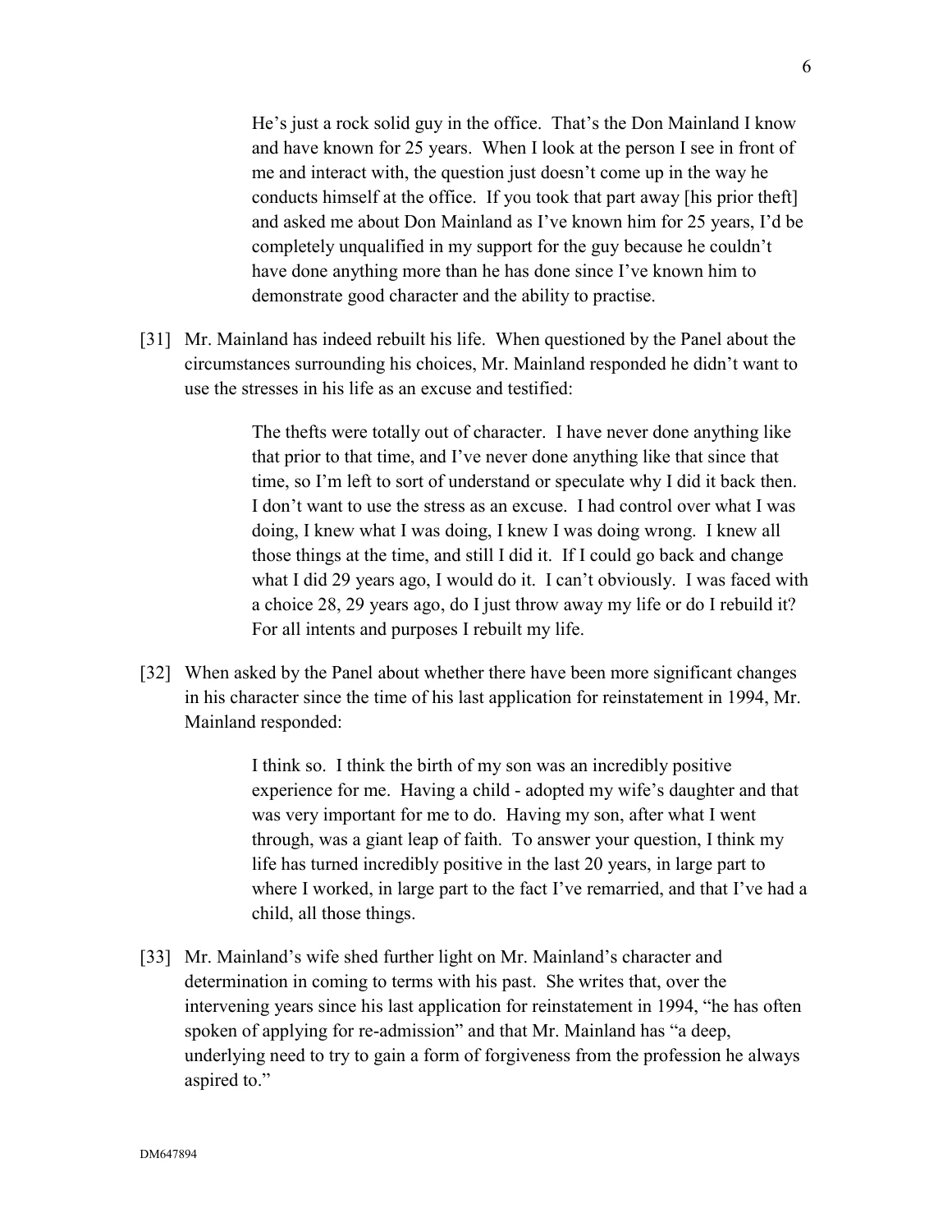> He's just a rock solid guy in the office. That's the Don Mainland I know and have known for 25 years. When I look at the person I see in front of me and interact with, the question just doesn't come up in the way he conducts himself at the office. If you took that part away [his prior theft] and asked me about Don Mainland as I've known him for 25 years, I'd be completely unqualified in my support for the guy because he couldn't have done anything more than he has done since I've known him to demonstrate good character and the ability to practise.

[31] Mr. Mainland has indeed rebuilt his life. When questioned by the Panel about the circumstances surrounding his choices, Mr. Mainland responded he didn't want to use the stresses in his life as an excuse and testified:

> The thefts were totally out of character. I have never done anything like that prior to that time, and I've never done anything like that since that time, so I'm left to sort of understand or speculate why I did it back then. I don't want to use the stress as an excuse. I had control over what I was doing, I knew what I was doing, I knew I was doing wrong. I knew all those things at the time, and still I did it. If I could go back and change what I did 29 years ago, I would do it. I can't obviously. I was faced with a choice 28, 29 years ago, do I just throw away my life or do I rebuild it? For all intents and purposes I rebuilt my life.

[32] When asked by the Panel about whether there have been more significant changes in his character since the time of his last application for reinstatement in 1994, Mr. Mainland responded:

> I think so. I think the birth of my son was an incredibly positive experience for me. Having a child - adopted my wife's daughter and that was very important for me to do. Having my son, after what I went through, was a giant leap of faith. To answer your question, I think my life has turned incredibly positive in the last 20 years, in large part to where I worked, in large part to the fact I've remarried, and that I've had a child, all those things.

[33] Mr. Mainland's wife shed further light on Mr. Mainland's character and determination in coming to terms with his past. She writes that, over the intervening years since his last application for reinstatement in 1994, "he has often spoken of applying for re-admission" and that Mr. Mainland has "a deep, underlying need to try to gain a form of forgiveness from the profession he always aspired to."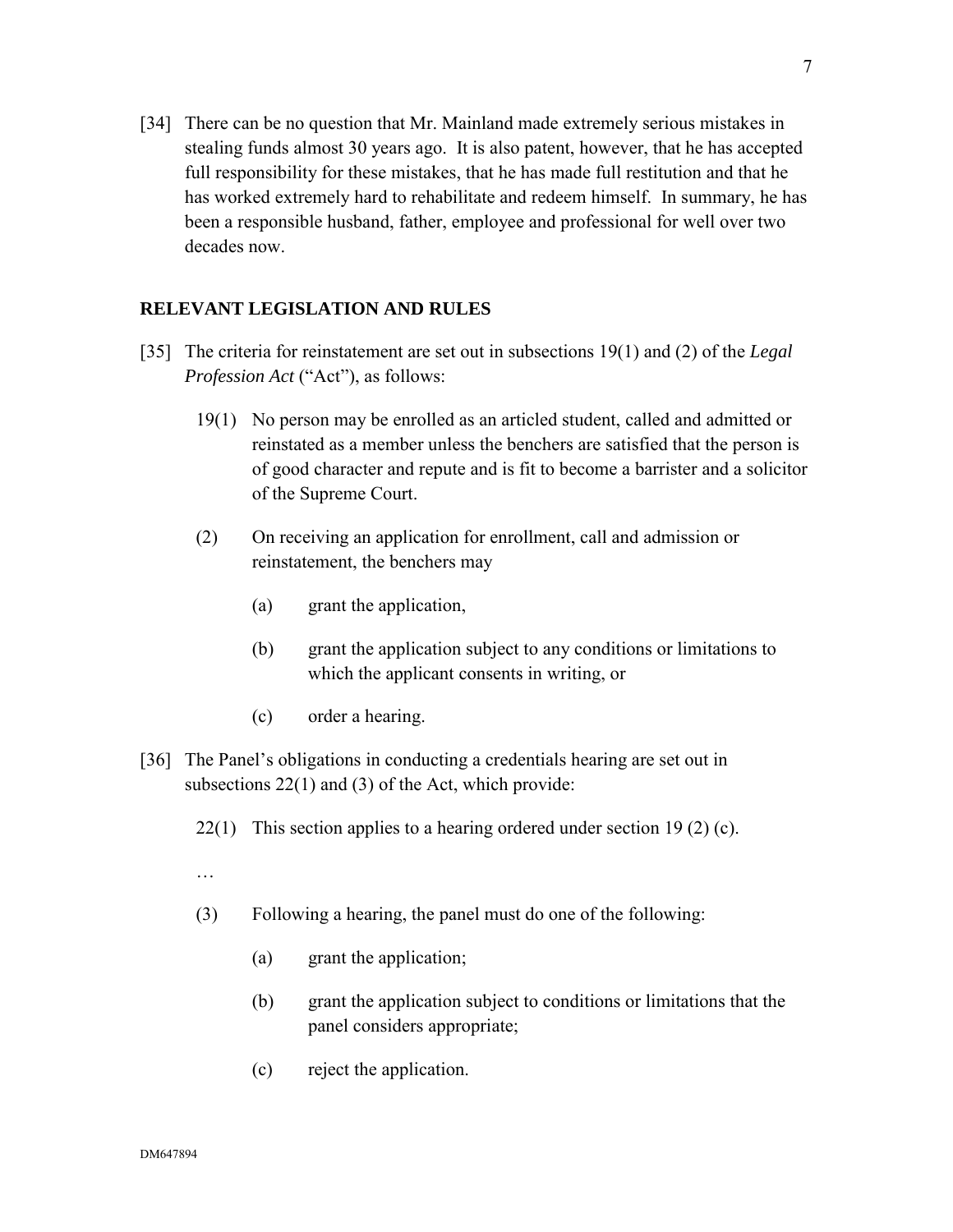[34] There can be no question that Mr. Mainland made extremely serious mistakes in stealing funds almost 30 years ago. It is also patent, however, that he has accepted full responsibility for these mistakes, that he has made full restitution and that he has worked extremely hard to rehabilitate and redeem himself. In summary, he has been a responsible husband, father, employee and professional for well over two decades now.

## RELEVANT LEGISLATION AND RULES

[35] The criteria for reinstatement are set out in subsections 19(1) and (2) of the *Legal Profession Act* ("Act"), as follows:

> 19(1) No person may be enrolled as an articled student, called and admitted or reinstated as a member unless the benchers are satisfied that the person is of good character and repute and is fit to become a barrister and a solicitor of the Supreme Court.
>
> (2) On receiving an application for enrollment, call and admission or reinstatement, the benchers may
>
> (a) grant the application,
>
> (b) grant the application subject to any conditions or limitations to which the applicant consents in writing, or
>
> (c) order a hearing.

[36] The Panel's obligations in conducting a credentials hearing are set out in subsections 22(1) and (3) of the Act, which provide:

> 22(1) This section applies to a hearing ordered under section 19 (2) (c).
>
> …
>
> (3) Following a hearing, the panel must do one of the following:
>
> (a) grant the application;
>
> (b) grant the application subject to conditions or limitations that the panel considers appropriate;
>
> (c) reject the application.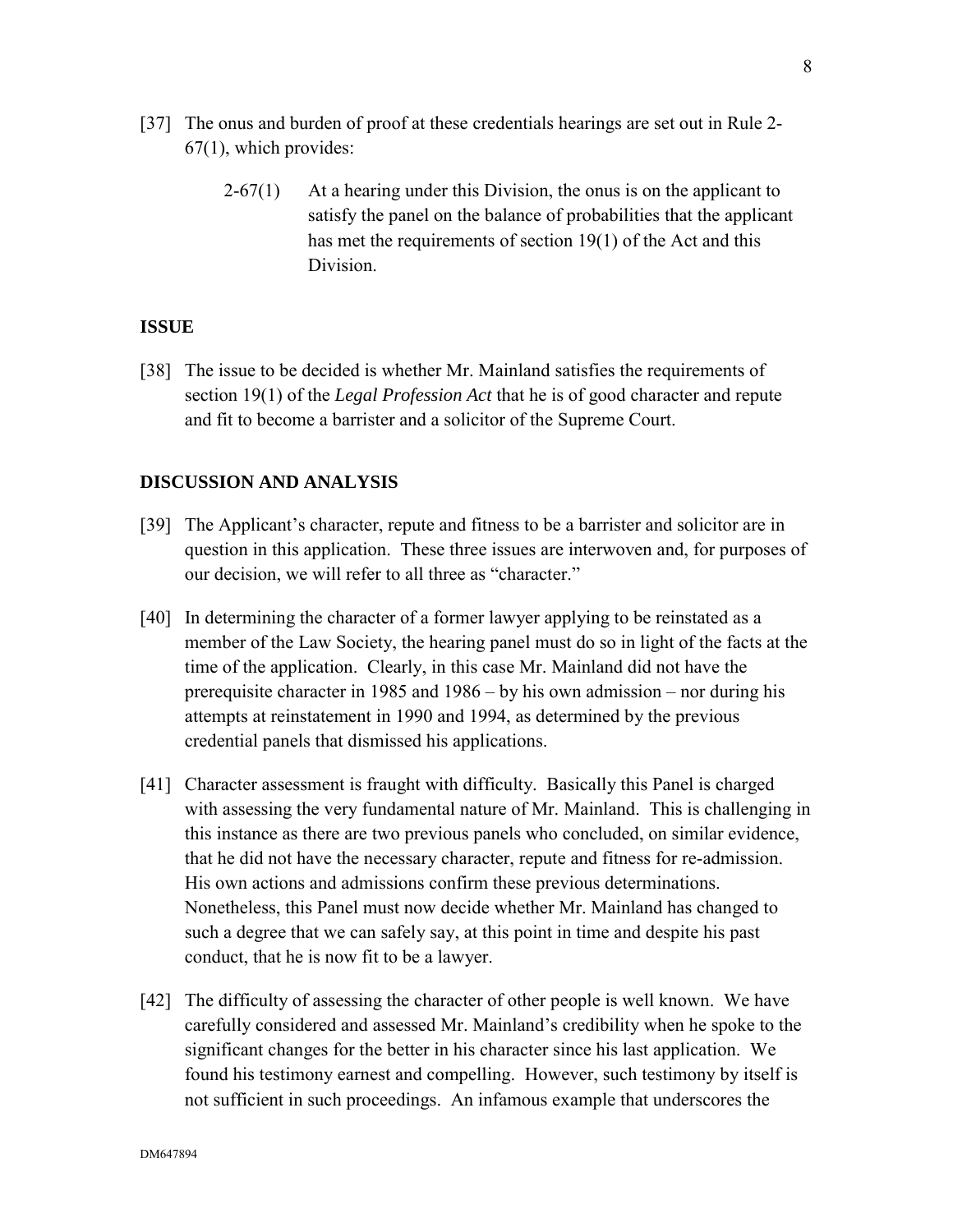[37] The onus and burden of proof at these credentials hearings are set out in Rule 2-67(1), which provides:

> 2-67(1) At a hearing under this Division, the onus is on the applicant to satisfy the panel on the balance of probabilities that the applicant has met the requirements of section 19(1) of the Act and this Division.

## ISSUE

[38] The issue to be decided is whether Mr. Mainland satisfies the requirements of section 19(1) of the *Legal Profession Act* that he is of good character and repute and fit to become a barrister and a solicitor of the Supreme Court.

## DISCUSSION AND ANALYSIS

[39] The Applicant's character, repute and fitness to be a barrister and solicitor are in question in this application. These three issues are interwoven and, for purposes of our decision, we will refer to all three as "character."

[40] In determining the character of a former lawyer applying to be reinstated as a member of the Law Society, the hearing panel must do so in light of the facts at the time of the application. Clearly, in this case Mr. Mainland did not have the prerequisite character in 1985 and 1986 – by his own admission – nor during his attempts at reinstatement in 1990 and 1994, as determined by the previous credential panels that dismissed his applications.

[41] Character assessment is fraught with difficulty. Basically this Panel is charged with assessing the very fundamental nature of Mr. Mainland. This is challenging in this instance as there are two previous panels who concluded, on similar evidence, that he did not have the necessary character, repute and fitness for re-admission. His own actions and admissions confirm these previous determinations. Nonetheless, this Panel must now decide whether Mr. Mainland has changed to such a degree that we can safely say, at this point in time and despite his past conduct, that he is now fit to be a lawyer.

[42] The difficulty of assessing the character of other people is well known. We have carefully considered and assessed Mr. Mainland's credibility when he spoke to the significant changes for the better in his character since his last application. We found his testimony earnest and compelling. However, such testimony by itself is not sufficient in such proceedings. An infamous example that underscores the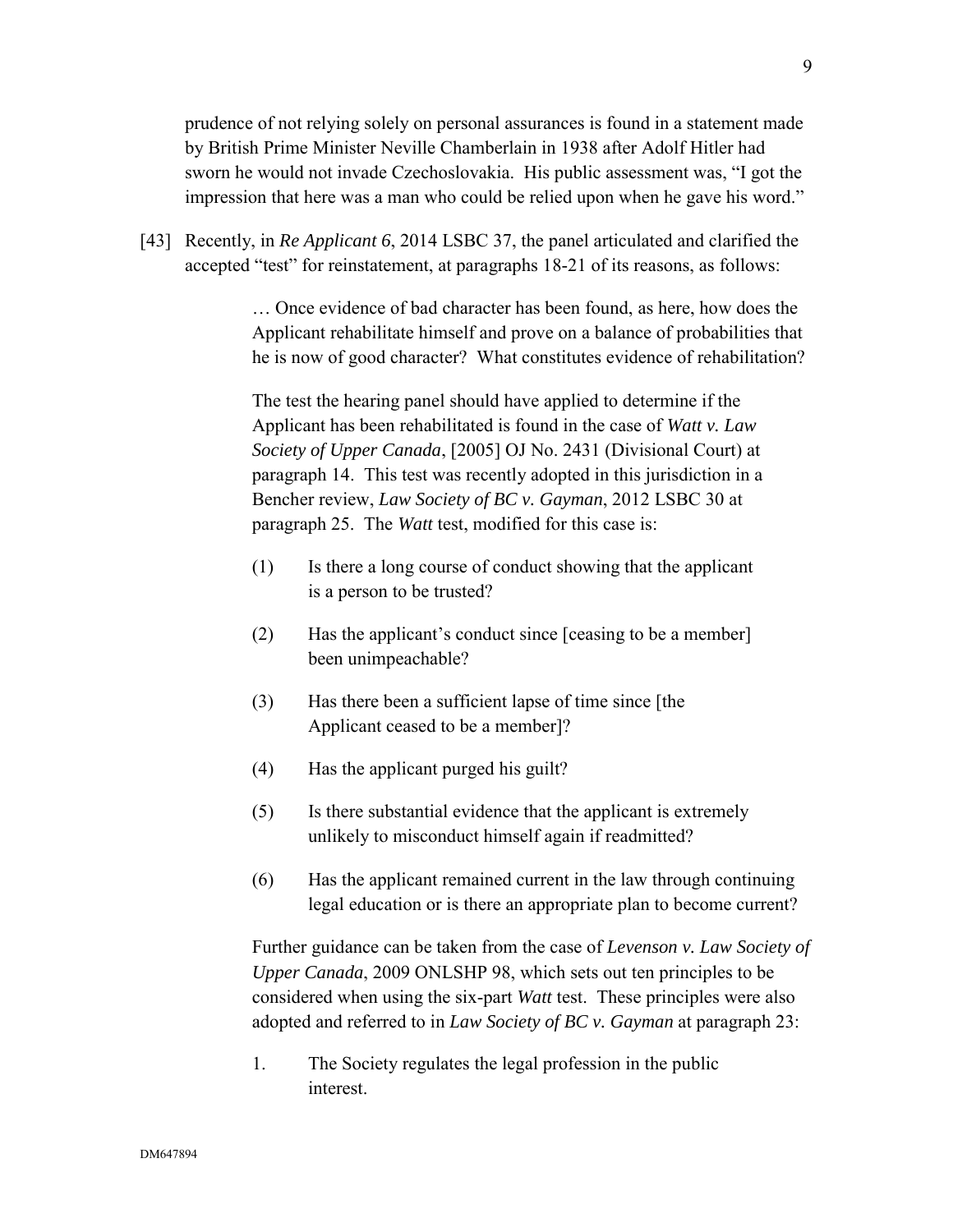prudence of not relying solely on personal assurances is found in a statement made by British Prime Minister Neville Chamberlain in 1938 after Adolf Hitler had sworn he would not invade Czechoslovakia. His public assessment was, "I got the impression that here was a man who could be relied upon when he gave his word."

[43] Recently, in *Re Applicant 6*, 2014 LSBC 37, the panel articulated and clarified the accepted "test" for reinstatement, at paragraphs 18-21 of its reasons, as follows:

> … Once evidence of bad character has been found, as here, how does the Applicant rehabilitate himself and prove on a balance of probabilities that he is now of good character? What constitutes evidence of rehabilitation?
>
> The test the hearing panel should have applied to determine if the Applicant has been rehabilitated is found in the case of *Watt v. Law Society of Upper Canada*, [2005] OJ No. 2431 (Divisional Court) at paragraph 14. This test was recently adopted in this jurisdiction in a Bencher review, *Law Society of BC v. Gayman*, 2012 LSBC 30 at paragraph 25. The *Watt* test, modified for this case is:
>
> (1) Is there a long course of conduct showing that the applicant is a person to be trusted?
>
> (2) Has the applicant's conduct since [ceasing to be a member] been unimpeachable?
>
> (3) Has there been a sufficient lapse of time since [the Applicant ceased to be a member]?
>
> (4) Has the applicant purged his guilt?
>
> (5) Is there substantial evidence that the applicant is extremely unlikely to misconduct himself again if readmitted?
>
> (6) Has the applicant remained current in the law through continuing legal education or is there an appropriate plan to become current?
>
> Further guidance can be taken from the case of *Levenson v. Law Society of Upper Canada*, 2009 ONLSHP 98, which sets out ten principles to be considered when using the six-part *Watt* test. These principles were also adopted and referred to in *Law Society of BC v. Gayman* at paragraph 23:
>
> 1. The Society regulates the legal profession in the public interest.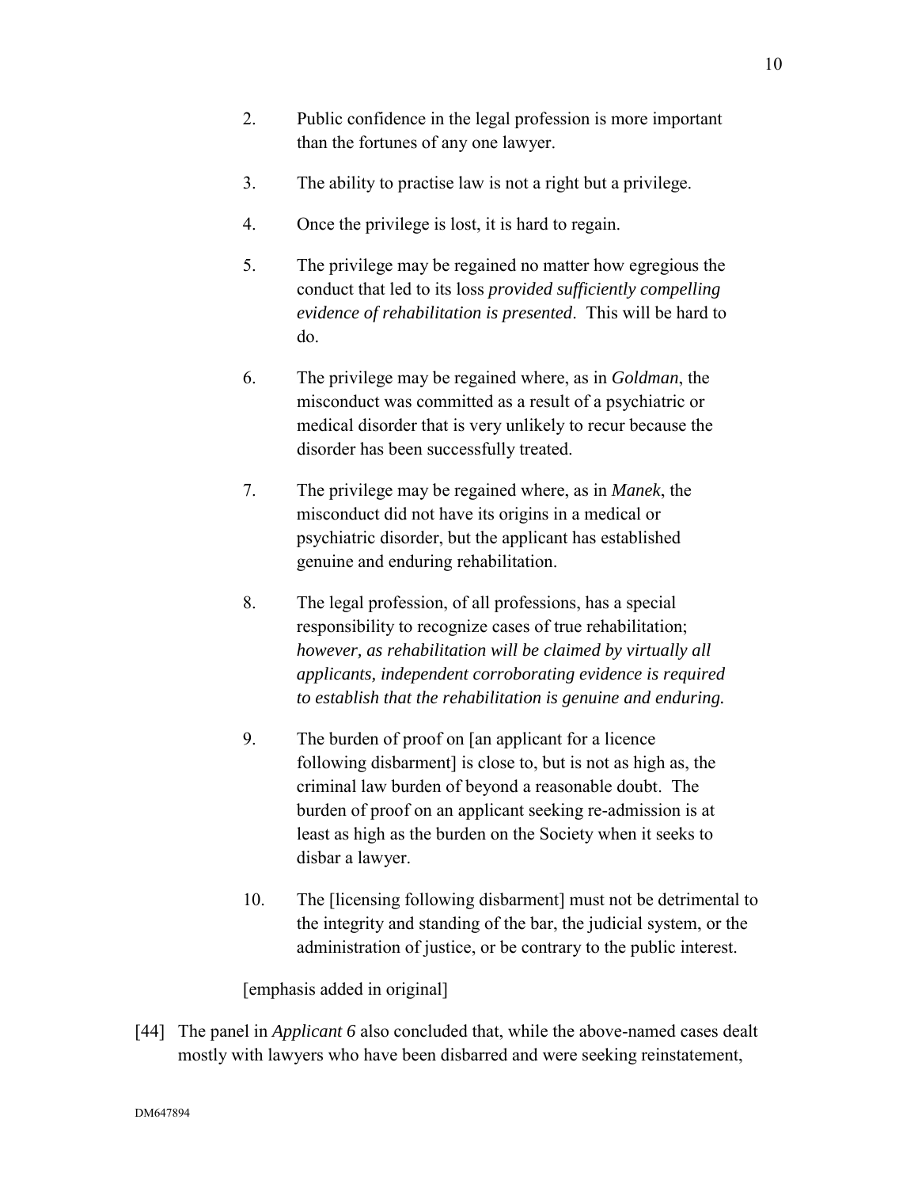2. Public confidence in the legal profession is more important than the fortunes of any one lawyer.

3. The ability to practise law is not a right but a privilege.

4. Once the privilege is lost, it is hard to regain.

5. The privilege may be regained no matter how egregious the conduct that led to its loss *provided sufficiently compelling evidence of rehabilitation is presented*. This will be hard to do.

6. The privilege may be regained where, as in *Goldman*, the misconduct was committed as a result of a psychiatric or medical disorder that is very unlikely to recur because the disorder has been successfully treated.

7. The privilege may be regained where, as in *Manek*, the misconduct did not have its origins in a medical or psychiatric disorder, but the applicant has established genuine and enduring rehabilitation.

8. The legal profession, of all professions, has a special responsibility to recognize cases of true rehabilitation; *however, as rehabilitation will be claimed by virtually all applicants, independent corroborating evidence is required to establish that the rehabilitation is genuine and enduring.*

9. The burden of proof on [an applicant for a licence following disbarment] is close to, but is not as high as, the criminal law burden of beyond a reasonable doubt. The burden of proof on an applicant seeking re-admission is at least as high as the burden on the Society when it seeks to disbar a lawyer.

10. The [licensing following disbarment] must not be detrimental to the integrity and standing of the bar, the judicial system, or the administration of justice, or be contrary to the public interest.

[emphasis added in original]

[44] The panel in *Applicant 6* also concluded that, while the above-named cases dealt mostly with lawyers who have been disbarred and were seeking reinstatement,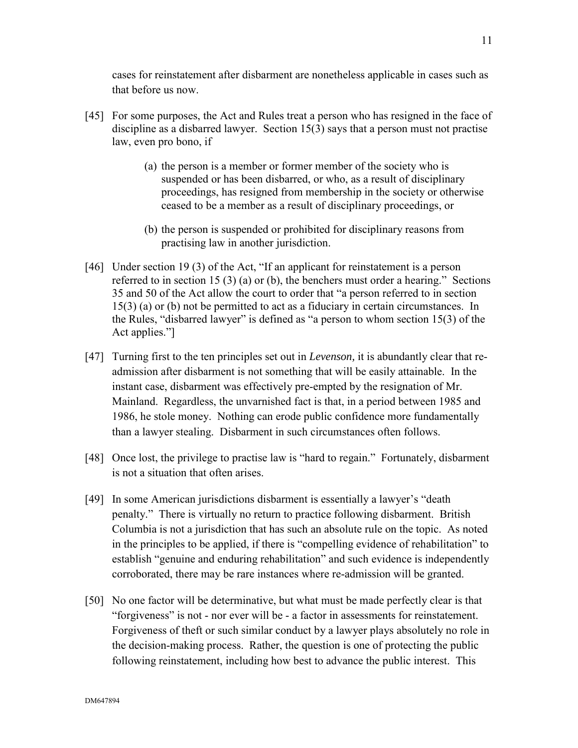cases for reinstatement after disbarment are nonetheless applicable in cases such as that before us now.

[45] For some purposes, the Act and Rules treat a person who has resigned in the face of discipline as a disbarred lawyer. Section 15(3) says that a person must not practise law, even pro bono, if

> (a) the person is a member or former member of the society who is suspended or has been disbarred, or who, as a result of disciplinary proceedings, has resigned from membership in the society or otherwise ceased to be a member as a result of disciplinary proceedings, or
>
> (b) the person is suspended or prohibited for disciplinary reasons from practising law in another jurisdiction.

[46] Under section 19 (3) of the Act, "If an applicant for reinstatement is a person referred to in section 15 (3) (a) or (b), the benchers must order a hearing." Sections 35 and 50 of the Act allow the court to order that "a person referred to in section 15(3) (a) or (b) not be permitted to act as a fiduciary in certain circumstances. In the Rules, "disbarred lawyer" is defined as "a person to whom section 15(3) of the Act applies."]

[47] Turning first to the ten principles set out in *Levenson,* it is abundantly clear that re-admission after disbarment is not something that will be easily attainable. In the instant case, disbarment was effectively pre-empted by the resignation of Mr. Mainland. Regardless, the unvarnished fact is that, in a period between 1985 and 1986, he stole money. Nothing can erode public confidence more fundamentally than a lawyer stealing. Disbarment in such circumstances often follows.

[48] Once lost, the privilege to practise law is "hard to regain." Fortunately, disbarment is not a situation that often arises.

[49] In some American jurisdictions disbarment is essentially a lawyer's "death penalty." There is virtually no return to practice following disbarment. British Columbia is not a jurisdiction that has such an absolute rule on the topic. As noted in the principles to be applied, if there is "compelling evidence of rehabilitation" to establish "genuine and enduring rehabilitation" and such evidence is independently corroborated, there may be rare instances where re-admission will be granted.

[50] No one factor will be determinative, but what must be made perfectly clear is that "forgiveness" is not - nor ever will be - a factor in assessments for reinstatement. Forgiveness of theft or such similar conduct by a lawyer plays absolutely no role in the decision-making process. Rather, the question is one of protecting the public following reinstatement, including how best to advance the public interest. This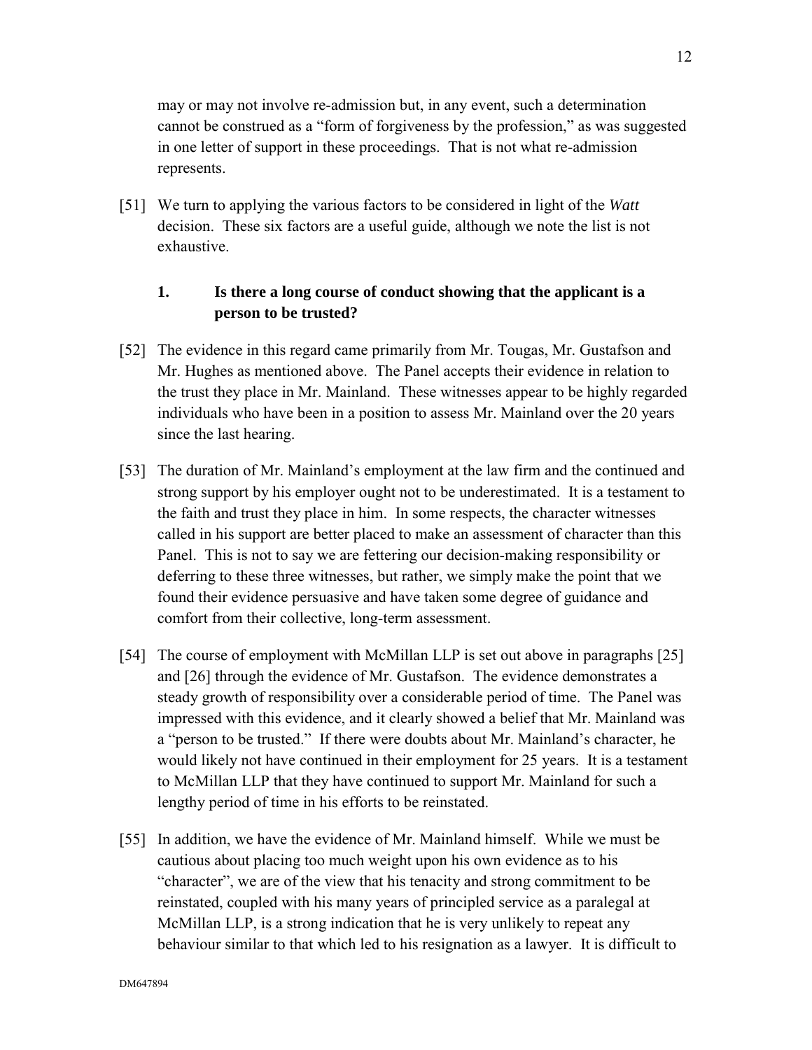may or may not involve re-admission but, in any event, such a determination cannot be construed as a "form of forgiveness by the profession," as was suggested in one letter of support in these proceedings. That is not what re-admission represents.

[51] We turn to applying the various factors to be considered in light of the *Watt* decision. These six factors are a useful guide, although we note the list is not exhaustive.

### 1. Is there a long course of conduct showing that the applicant is a person to be trusted?

[52] The evidence in this regard came primarily from Mr. Tougas, Mr. Gustafson and Mr. Hughes as mentioned above. The Panel accepts their evidence in relation to the trust they place in Mr. Mainland. These witnesses appear to be highly regarded individuals who have been in a position to assess Mr. Mainland over the 20 years since the last hearing.

[53] The duration of Mr. Mainland's employment at the law firm and the continued and strong support by his employer ought not to be underestimated. It is a testament to the faith and trust they place in him. In some respects, the character witnesses called in his support are better placed to make an assessment of character than this Panel. This is not to say we are fettering our decision-making responsibility or deferring to these three witnesses, but rather, we simply make the point that we found their evidence persuasive and have taken some degree of guidance and comfort from their collective, long-term assessment.

[54] The course of employment with McMillan LLP is set out above in paragraphs [25] and [26] through the evidence of Mr. Gustafson. The evidence demonstrates a steady growth of responsibility over a considerable period of time. The Panel was impressed with this evidence, and it clearly showed a belief that Mr. Mainland was a "person to be trusted." If there were doubts about Mr. Mainland's character, he would likely not have continued in their employment for 25 years. It is a testament to McMillan LLP that they have continued to support Mr. Mainland for such a lengthy period of time in his efforts to be reinstated.

[55] In addition, we have the evidence of Mr. Mainland himself. While we must be cautious about placing too much weight upon his own evidence as to his "character", we are of the view that his tenacity and strong commitment to be reinstated, coupled with his many years of principled service as a paralegal at McMillan LLP, is a strong indication that he is very unlikely to repeat any behaviour similar to that which led to his resignation as a lawyer. It is difficult to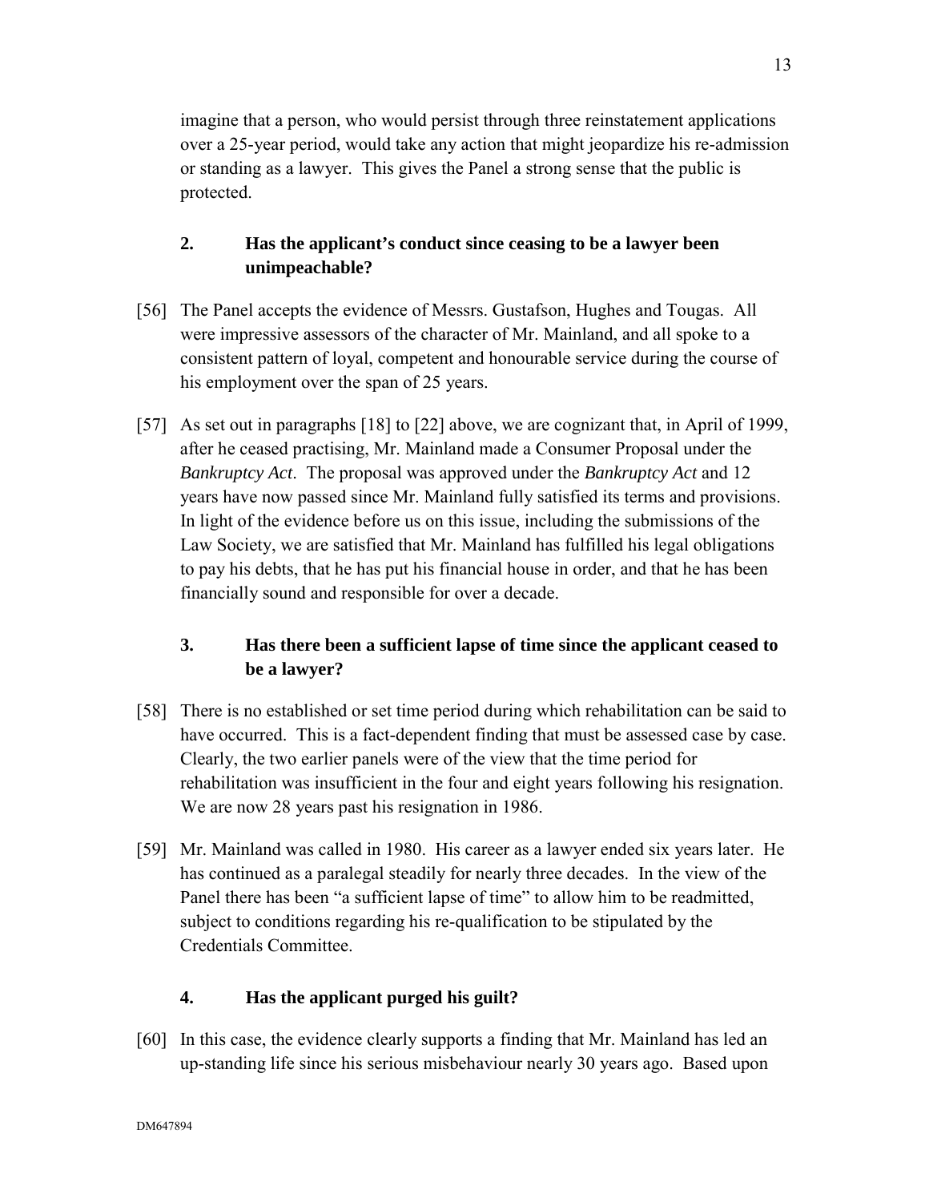imagine that a person, who would persist through three reinstatement applications over a 25-year period, would take any action that might jeopardize his re-admission or standing as a lawyer. This gives the Panel a strong sense that the public is protected.

### 2. Has the applicant's conduct since ceasing to be a lawyer been unimpeachable?

[56] The Panel accepts the evidence of Messrs. Gustafson, Hughes and Tougas. All were impressive assessors of the character of Mr. Mainland, and all spoke to a consistent pattern of loyal, competent and honourable service during the course of his employment over the span of 25 years.

[57] As set out in paragraphs [18] to [22] above, we are cognizant that, in April of 1999, after he ceased practising, Mr. Mainland made a Consumer Proposal under the *Bankruptcy Act*. The proposal was approved under the *Bankruptcy Act* and 12 years have now passed since Mr. Mainland fully satisfied its terms and provisions. In light of the evidence before us on this issue, including the submissions of the Law Society, we are satisfied that Mr. Mainland has fulfilled his legal obligations to pay his debts, that he has put his financial house in order, and that he has been financially sound and responsible for over a decade.

### 3. Has there been a sufficient lapse of time since the applicant ceased to be a lawyer?

[58] There is no established or set time period during which rehabilitation can be said to have occurred. This is a fact-dependent finding that must be assessed case by case. Clearly, the two earlier panels were of the view that the time period for rehabilitation was insufficient in the four and eight years following his resignation. We are now 28 years past his resignation in 1986.

[59] Mr. Mainland was called in 1980. His career as a lawyer ended six years later. He has continued as a paralegal steadily for nearly three decades. In the view of the Panel there has been "a sufficient lapse of time" to allow him to be readmitted, subject to conditions regarding his re-qualification to be stipulated by the Credentials Committee.

### 4. Has the applicant purged his guilt?

[60] In this case, the evidence clearly supports a finding that Mr. Mainland has led an up-standing life since his serious misbehaviour nearly 30 years ago. Based upon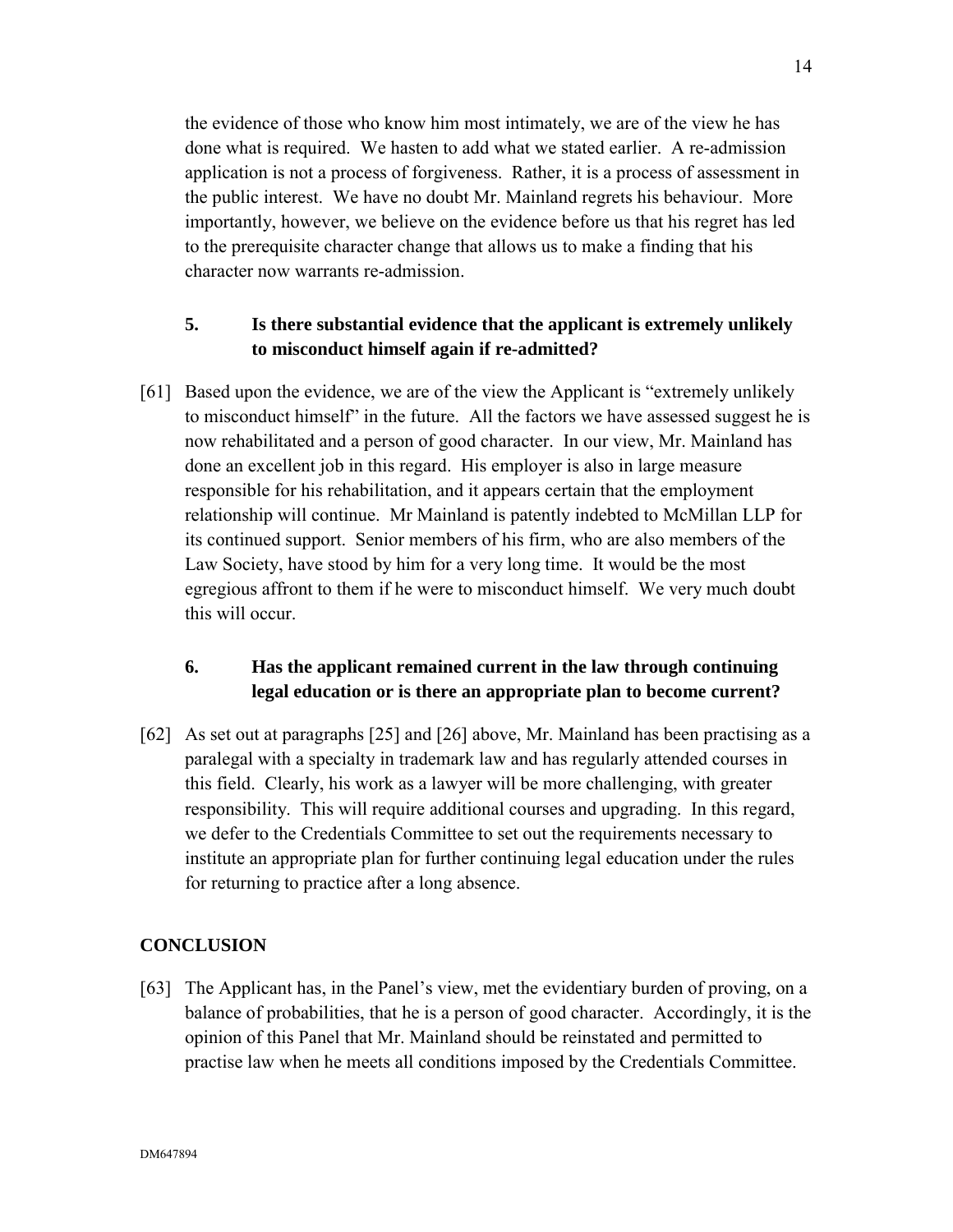the evidence of those who know him most intimately, we are of the view he has done what is required. We hasten to add what we stated earlier. A re-admission application is not a process of forgiveness. Rather, it is a process of assessment in the public interest. We have no doubt Mr. Mainland regrets his behaviour. More importantly, however, we believe on the evidence before us that his regret has led to the prerequisite character change that allows us to make a finding that his character now warrants re-admission.

### 5. Is there substantial evidence that the applicant is extremely unlikely to misconduct himself again if re-admitted?

[61] Based upon the evidence, we are of the view the Applicant is "extremely unlikely to misconduct himself" in the future. All the factors we have assessed suggest he is now rehabilitated and a person of good character. In our view, Mr. Mainland has done an excellent job in this regard. His employer is also in large measure responsible for his rehabilitation, and it appears certain that the employment relationship will continue. Mr Mainland is patently indebted to McMillan LLP for its continued support. Senior members of his firm, who are also members of the Law Society, have stood by him for a very long time. It would be the most egregious affront to them if he were to misconduct himself. We very much doubt this will occur.

### 6. Has the applicant remained current in the law through continuing legal education or is there an appropriate plan to become current?

[62] As set out at paragraphs [25] and [26] above, Mr. Mainland has been practising as a paralegal with a specialty in trademark law and has regularly attended courses in this field. Clearly, his work as a lawyer will be more challenging, with greater responsibility. This will require additional courses and upgrading. In this regard, we defer to the Credentials Committee to set out the requirements necessary to institute an appropriate plan for further continuing legal education under the rules for returning to practice after a long absence.

## CONCLUSION

[63] The Applicant has, in the Panel's view, met the evidentiary burden of proving, on a balance of probabilities, that he is a person of good character. Accordingly, it is the opinion of this Panel that Mr. Mainland should be reinstated and permitted to practise law when he meets all conditions imposed by the Credentials Committee.

DM647894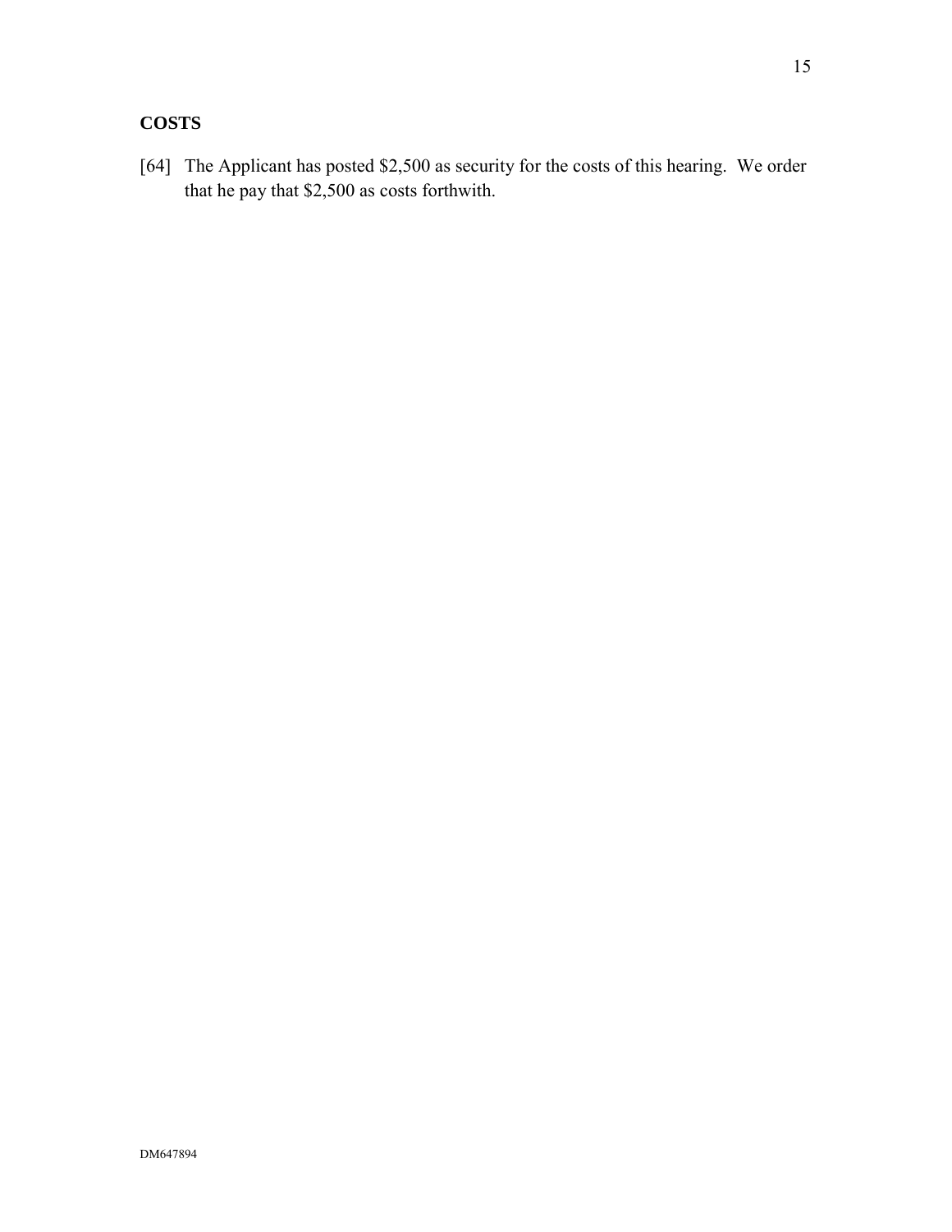## COSTS

[64] The Applicant has posted $2,500 as security for the costs of this hearing. We order that he pay that $2,500 as costs forthwith.

DM647894